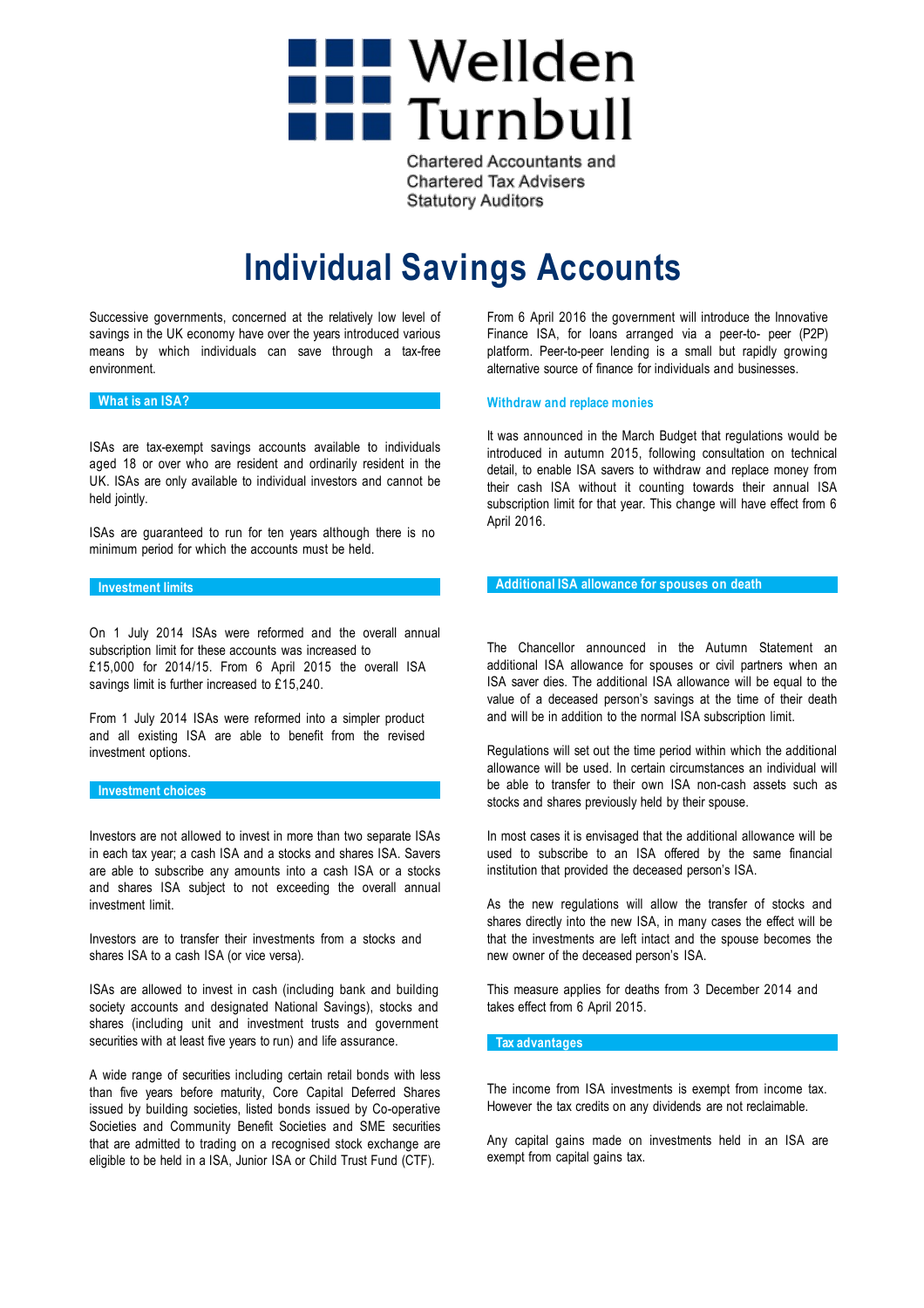Wellden Turnbull

Chartered Accountants and
Chartered Tax Advisers
Statutory Auditors

# Individual Savings Accounts

Successive governments, concerned at the relatively low level of savings in the UK economy have over the years introduced various means by which individuals can save through a tax-free environment.

## What is an ISA?

ISAs are tax-exempt savings accounts available to individuals aged 18 or over who are resident and ordinarily resident in the UK. ISAs are only available to individual investors and cannot be held jointly.

ISAs are guaranteed to run for ten years although there is no minimum period for which the accounts must be held.

## Investment limits

On 1 July 2014 ISAs were reformed and the overall annual subscription limit for these accounts was increased to £15,000 for 2014/15. From 6 April 2015 the overall ISA savings limit is further increased to £15,240.

From 1 July 2014 ISAs were reformed into a simpler product and all existing ISA are able to benefit from the revised investment options.

## Investment choices

Investors are not allowed to invest in more than two separate ISAs in each tax year; a cash ISA and a stocks and shares ISA. Savers are able to subscribe any amounts into a cash ISA or a stocks and shares ISA subject to not exceeding the overall annual investment limit.

Investors are to transfer their investments from a stocks and shares ISA to a cash ISA (or vice versa).

ISAs are allowed to invest in cash (including bank and building society accounts and designated National Savings), stocks and shares (including unit and investment trusts and government securities with at least five years to run) and life assurance.

A wide range of securities including certain retail bonds with less than five years before maturity, Core Capital Deferred Shares issued by building societies, listed bonds issued by Co-operative Societies and Community Benefit Societies and SME securities that are admitted to trading on a recognised stock exchange are eligible to be held in a ISA, Junior ISA or Child Trust Fund (CTF).

From 6 April 2016 the government will introduce the Innovative Finance ISA, for loans arranged via a peer-to- peer (P2P) platform. Peer-to-peer lending is a small but rapidly growing alternative source of finance for individuals and businesses.

### Withdraw and replace monies

It was announced in the March Budget that regulations would be introduced in autumn 2015, following consultation on technical detail, to enable ISA savers to withdraw and replace money from their cash ISA without it counting towards their annual ISA subscription limit for that year. This change will have effect from 6 April 2016.

## Additional ISA allowance for spouses on death

The Chancellor announced in the Autumn Statement an additional ISA allowance for spouses or civil partners when an ISA saver dies. The additional ISA allowance will be equal to the value of a deceased person's savings at the time of their death and will be in addition to the normal ISA subscription limit.

Regulations will set out the time period within which the additional allowance will be used. In certain circumstances an individual will be able to transfer to their own ISA non-cash assets such as stocks and shares previously held by their spouse.

In most cases it is envisaged that the additional allowance will be used to subscribe to an ISA offered by the same financial institution that provided the deceased person's ISA.

As the new regulations will allow the transfer of stocks and shares directly into the new ISA, in many cases the effect will be that the investments are left intact and the spouse becomes the new owner of the deceased person's ISA.

This measure applies for deaths from 3 December 2014 and takes effect from 6 April 2015.

## Tax advantages

The income from ISA investments is exempt from income tax. However the tax credits on any dividends are not reclaimable.

Any capital gains made on investments held in an ISA are exempt from capital gains tax.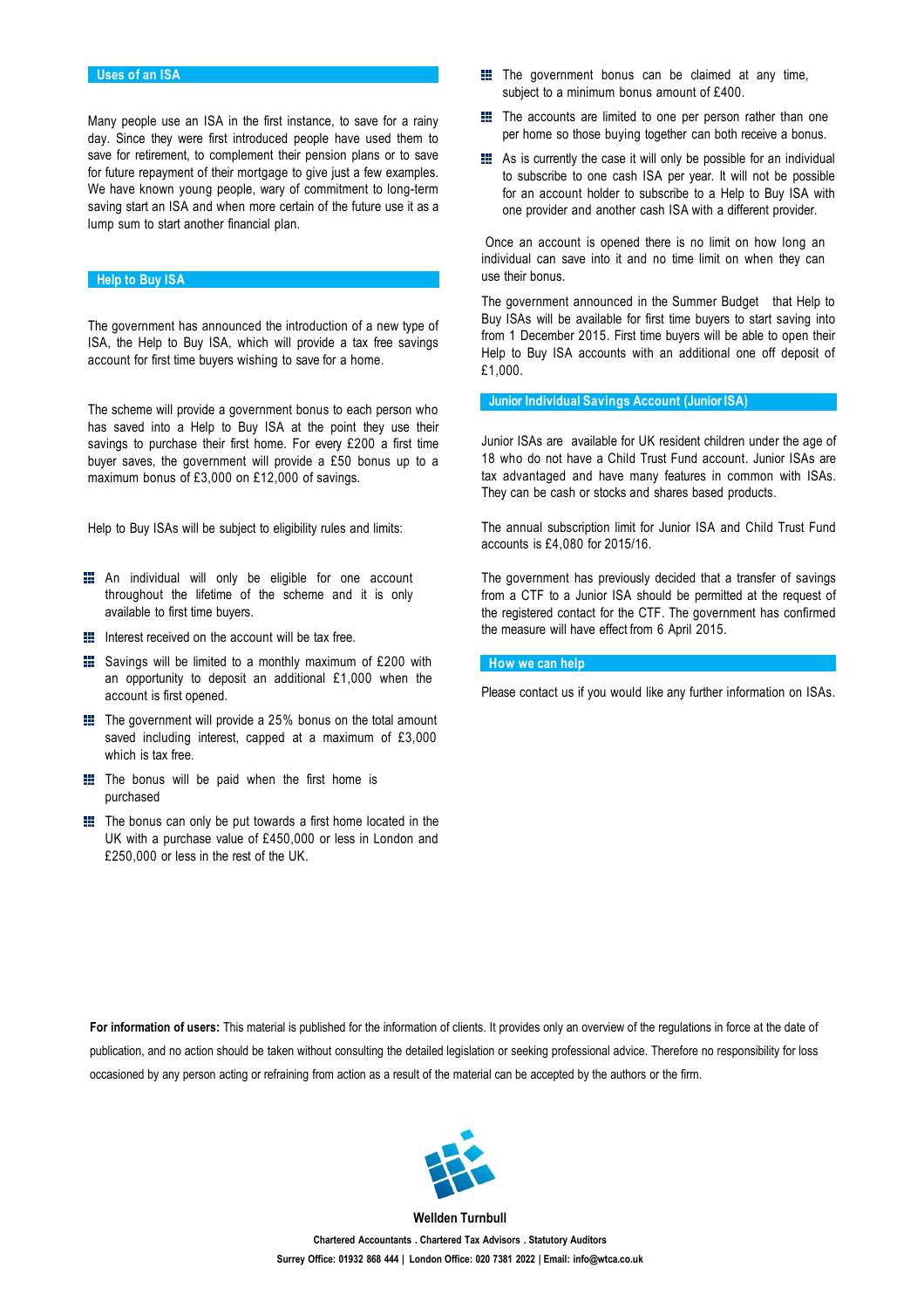## Uses of an ISA

Many people use an ISA in the first instance, to save for a rainy day. Since they were first introduced people have used them to save for retirement, to complement their pension plans or to save for future repayment of their mortgage to give just a few examples. We have known young people, wary of commitment to long-term saving start an ISA and when more certain of the future use it as a lump sum to start another financial plan.

## Help to Buy ISA

The government has announced the introduction of a new type of ISA, the Help to Buy ISA, which will provide a tax free savings account for first time buyers wishing to save for a home.

The scheme will provide a government bonus to each person who has saved into a Help to Buy ISA at the point they use their savings to purchase their first home. For every £200 a first time buyer saves, the government will provide a £50 bonus up to a maximum bonus of £3,000 on £12,000 of savings.

Help to Buy ISAs will be subject to eligibility rules and limits:

- An individual will only be eligible for one account throughout the lifetime of the scheme and it is only available to first time buyers.
- Interest received on the account will be tax free.
- Savings will be limited to a monthly maximum of £200 with an opportunity to deposit an additional £1,000 when the account is first opened.
- The government will provide a 25% bonus on the total amount saved including interest, capped at a maximum of £3,000 which is tax free.
- The bonus will be paid when the first home is purchased
- The bonus can only be put towards a first home located in the UK with a purchase value of £450,000 or less in London and £250,000 or less in the rest of the UK.
- The government bonus can be claimed at any time, subject to a minimum bonus amount of £400.
- The accounts are limited to one per person rather than one per home so those buying together can both receive a bonus.
- As is currently the case it will only be possible for an individual to subscribe to one cash ISA per year. It will not be possible for an account holder to subscribe to a Help to Buy ISA with one provider and another cash ISA with a different provider.

Once an account is opened there is no limit on how long an individual can save into it and no time limit on when they can use their bonus.

The government announced in the Summer Budget that Help to Buy ISAs will be available for first time buyers to start saving into from 1 December 2015. First time buyers will be able to open their Help to Buy ISA accounts with an additional one off deposit of £1,000.

## Junior Individual Savings Account (Junior ISA)

Junior ISAs are available for UK resident children under the age of 18 who do not have a Child Trust Fund account. Junior ISAs are tax advantaged and have many features in common with ISAs. They can be cash or stocks and shares based products.

The annual subscription limit for Junior ISA and Child Trust Fund accounts is £4,080 for 2015/16.

The government has previously decided that a transfer of savings from a CTF to a Junior ISA should be permitted at the request of the registered contact for the CTF. The government has confirmed the measure will have effect from 6 April 2015.

## How we can help

Please contact us if you would like any further information on ISAs.

**For information of users:** This material is published for the information of clients. It provides only an overview of the regulations in force at the date of publication, and no action should be taken without consulting the detailed legislation or seeking professional advice. Therefore no responsibility for loss occasioned by any person acting or refraining from action as a result of the material can be accepted by the authors or the firm.

**Wellden Turnbull**

**Chartered Accountants . Chartered Tax Advisors . Statutory Auditors**

**Surrey Office: 01932 868 444 | London Office: 020 7381 2022 | Email: info@wtca.co.uk**